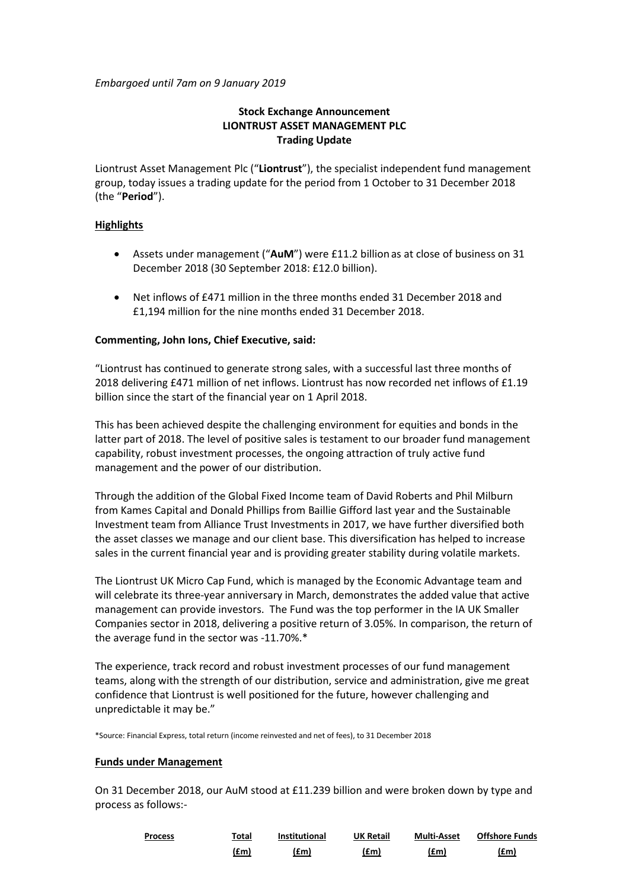*Embargoed until 7am on 9 January 2019*

**Stock Exchange Announcement**
**LIONTRUST ASSET MANAGEMENT PLC**
**Trading Update**

Liontrust Asset Management Plc ("**Liontrust**"), the specialist independent fund management group, today issues a trading update for the period from 1 October to 31 December 2018 (the "**Period**").

## Highlights

- Assets under management ("**AuM**") were £11.2 billion as at close of business on 31 December 2018 (30 September 2018: £12.0 billion).
- Net inflows of £471 million in the three months ended 31 December 2018 and £1,194 million for the nine months ended 31 December 2018.

**Commenting, John Ions, Chief Executive, said:**

"Liontrust has continued to generate strong sales, with a successful last three months of 2018 delivering £471 million of net inflows. Liontrust has now recorded net inflows of £1.19 billion since the start of the financial year on 1 April 2018.

This has been achieved despite the challenging environment for equities and bonds in the latter part of 2018. The level of positive sales is testament to our broader fund management capability, robust investment processes, the ongoing attraction of truly active fund management and the power of our distribution.

Through the addition of the Global Fixed Income team of David Roberts and Phil Milburn from Kames Capital and Donald Phillips from Baillie Gifford last year and the Sustainable Investment team from Alliance Trust Investments in 2017, we have further diversified both the asset classes we manage and our client base. This diversification has helped to increase sales in the current financial year and is providing greater stability during volatile markets.

The Liontrust UK Micro Cap Fund, which is managed by the Economic Advantage team and will celebrate its three-year anniversary in March, demonstrates the added value that active management can provide investors. The Fund was the top performer in the IA UK Smaller Companies sector in 2018, delivering a positive return of 3.05%. In comparison, the return of the average fund in the sector was -11.70%.*

The experience, track record and robust investment processes of our fund management teams, along with the strength of our distribution, service and administration, give me great confidence that Liontrust is well positioned for the future, however challenging and unpredictable it may be."

*Source: Financial Express, total return (income reinvested and net of fees), to 31 December 2018

## Funds under Management

On 31 December 2018, our AuM stood at £11.239 billion and were broken down by type and process as follows:-

| Process | Total (£m) | Institutional (£m) | UK Retail (£m) | Multi-Asset (£m) | Offshore Funds (£m) |
|---|---|---|---|---|---|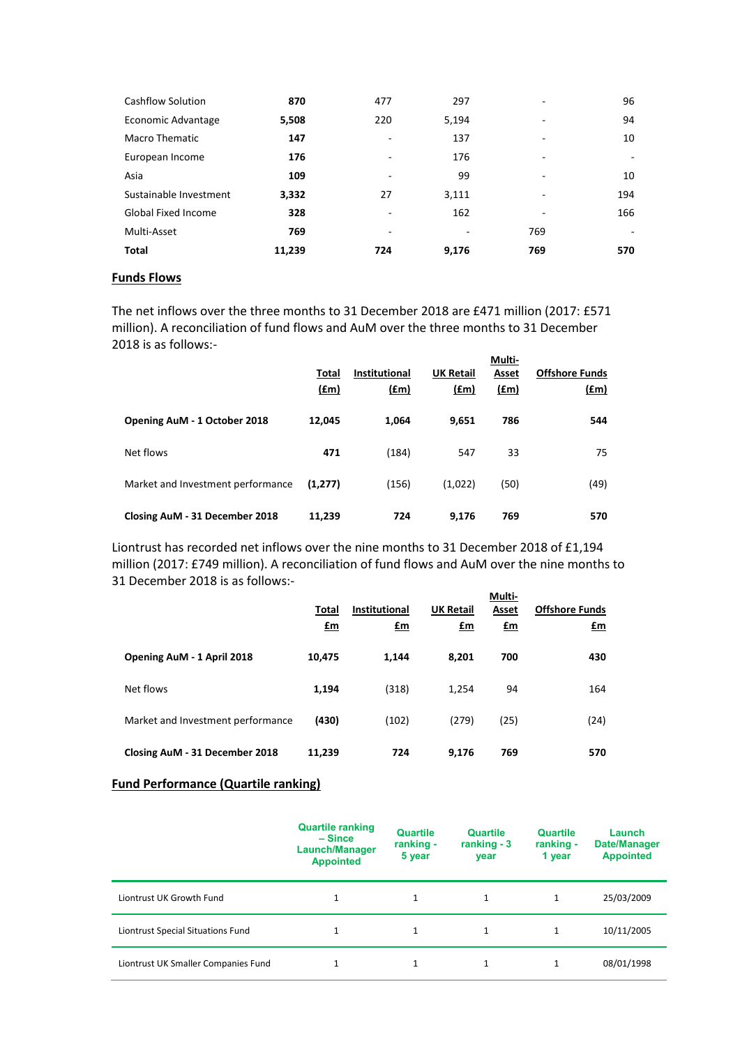| | | | | | |
|---|---|---|---|---|---|
| Cashflow Solution | **870** | 477 | 297 | - | 96 |
| Economic Advantage | **5,508** | 220 | 5,194 | - | 94 |
| Macro Thematic | **147** | - | 137 | - | 10 |
| European Income | **176** | - | 176 | - | - |
| Asia | **109** | - | 99 | - | 10 |
| Sustainable Investment | **3,332** | 27 | 3,111 | - | 194 |
| Global Fixed Income | **328** | - | 162 | - | 166 |
| Multi-Asset | **769** | - | - | 769 | - |
| **Total** | **11,239** | **724** | **9,176** | **769** | **570** |

## Funds Flows

The net inflows over the three months to 31 December 2018 are £471 million (2017: £571 million). A reconciliation of fund flows and AuM over the three months to 31 December 2018 is as follows:-

| | Total (£m) | Institutional (£m) | UK Retail (£m) | Multi-Asset (£m) | Offshore Funds (£m) |
|---|---|---|---|---|---|
| **Opening AuM - 1 October 2018** | **12,045** | **1,064** | **9,651** | **786** | **544** |
| Net flows | **471** | (184) | 547 | 33 | 75 |
| Market and Investment performance | **(1,277)** | (156) | (1,022) | (50) | (49) |
| **Closing AuM - 31 December 2018** | **11,239** | **724** | **9,176** | **769** | **570** |

Liontrust has recorded net inflows over the nine months to 31 December 2018 of £1,194 million (2017: £749 million). A reconciliation of fund flows and AuM over the nine months to 31 December 2018 is as follows:-

| | Total £m | Institutional £m | UK Retail £m | Multi-Asset £m | Offshore Funds £m |
|---|---|---|---|---|---|
| **Opening AuM - 1 April 2018** | **10,475** | **1,144** | **8,201** | **700** | **430** |
| Net flows | **1,194** | (318) | 1,254 | 94 | 164 |
| Market and Investment performance | **(430)** | (102) | (279) | (25) | (24) |
| **Closing AuM - 31 December 2018** | **11,239** | **724** | **9,176** | **769** | **570** |

## Fund Performance (Quartile ranking)

| | Quartile ranking – Since Launch/Manager Appointed | Quartile ranking - 5 year | Quartile ranking - 3 year | Quartile ranking - 1 year | Launch Date/Manager Appointed |
|---|---|---|---|---|---|
| Liontrust UK Growth Fund | 1 | 1 | 1 | 1 | 25/03/2009 |
| Liontrust Special Situations Fund | 1 | 1 | 1 | 1 | 10/11/2005 |
| Liontrust UK Smaller Companies Fund | 1 | 1 | 1 | 1 | 08/01/1998 |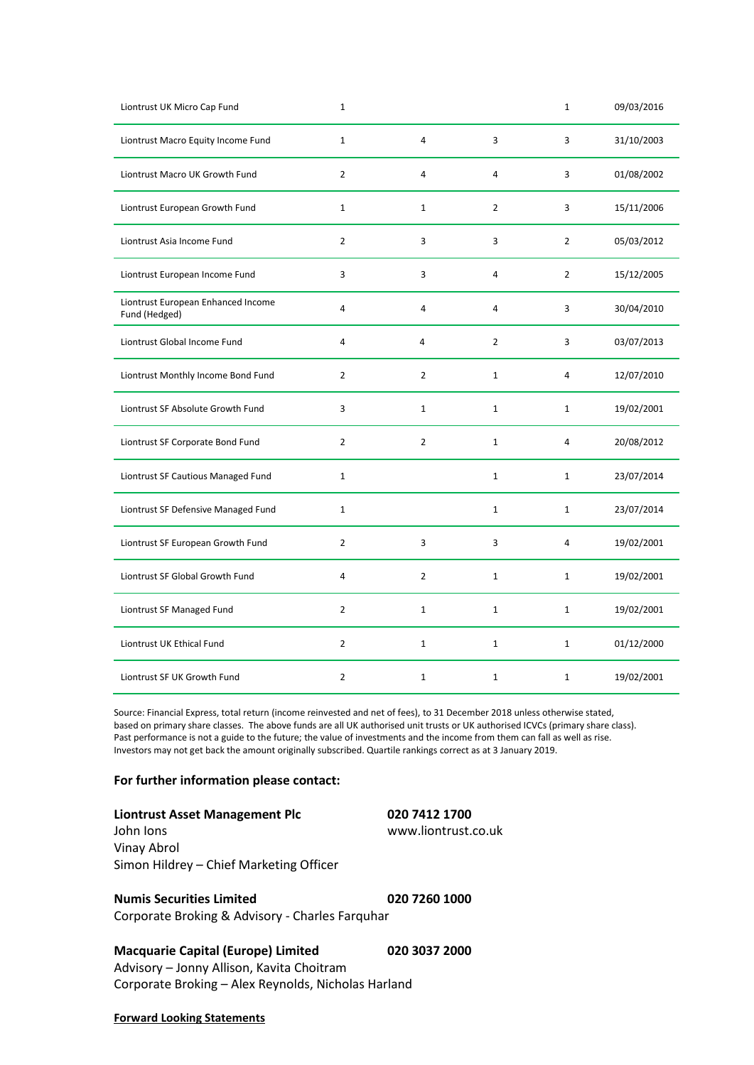| | | | | | |
|---|---|---|---|---|---|
| Liontrust UK Micro Cap Fund | 1 | | | 1 | 09/03/2016 |
| Liontrust Macro Equity Income Fund | 1 | 4 | 3 | 3 | 31/10/2003 |
| Liontrust Macro UK Growth Fund | 2 | 4 | 4 | 3 | 01/08/2002 |
| Liontrust European Growth Fund | 1 | 1 | 2 | 3 | 15/11/2006 |
| Liontrust Asia Income Fund | 2 | 3 | 3 | 2 | 05/03/2012 |
| Liontrust European Income Fund | 3 | 3 | 4 | 2 | 15/12/2005 |
| Liontrust European Enhanced Income Fund (Hedged) | 4 | 4 | 4 | 3 | 30/04/2010 |
| Liontrust Global Income Fund | 4 | 4 | 2 | 3 | 03/07/2013 |
| Liontrust Monthly Income Bond Fund | 2 | 2 | 1 | 4 | 12/07/2010 |
| Liontrust SF Absolute Growth Fund | 3 | 1 | 1 | 1 | 19/02/2001 |
| Liontrust SF Corporate Bond Fund | 2 | 2 | 1 | 4 | 20/08/2012 |
| Liontrust SF Cautious Managed Fund | 1 | | 1 | 1 | 23/07/2014 |
| Liontrust SF Defensive Managed Fund | 1 | | 1 | 1 | 23/07/2014 |
| Liontrust SF European Growth Fund | 2 | 3 | 3 | 4 | 19/02/2001 |
| Liontrust SF Global Growth Fund | 4 | 2 | 1 | 1 | 19/02/2001 |
| Liontrust SF Managed Fund | 2 | 1 | 1 | 1 | 19/02/2001 |
| Liontrust UK Ethical Fund | 2 | 1 | 1 | 1 | 01/12/2000 |
| Liontrust SF UK Growth Fund | 2 | 1 | 1 | 1 | 19/02/2001 |

Source: Financial Express, total return (income reinvested and net of fees), to 31 December 2018 unless otherwise stated, based on primary share classes. The above funds are all UK authorised unit trusts or UK authorised ICVCs (primary share class). Past performance is not a guide to the future; the value of investments and the income from them can fall as well as rise. Investors may not get back the amount originally subscribed. Quartile rankings correct as at 3 January 2019.

**For further information please contact:**

**Liontrust Asset Management Plc** **020 7412 1700**
John Ions www.liontrust.co.uk
Vinay Abrol
Simon Hildrey – Chief Marketing Officer

**Numis Securities Limited** **020 7260 1000**
Corporate Broking & Advisory - Charles Farquhar

**Macquarie Capital (Europe) Limited** **020 3037 2000**
Advisory – Jonny Allison, Kavita Choitram
Corporate Broking – Alex Reynolds, Nicholas Harland

**Forward Looking Statements**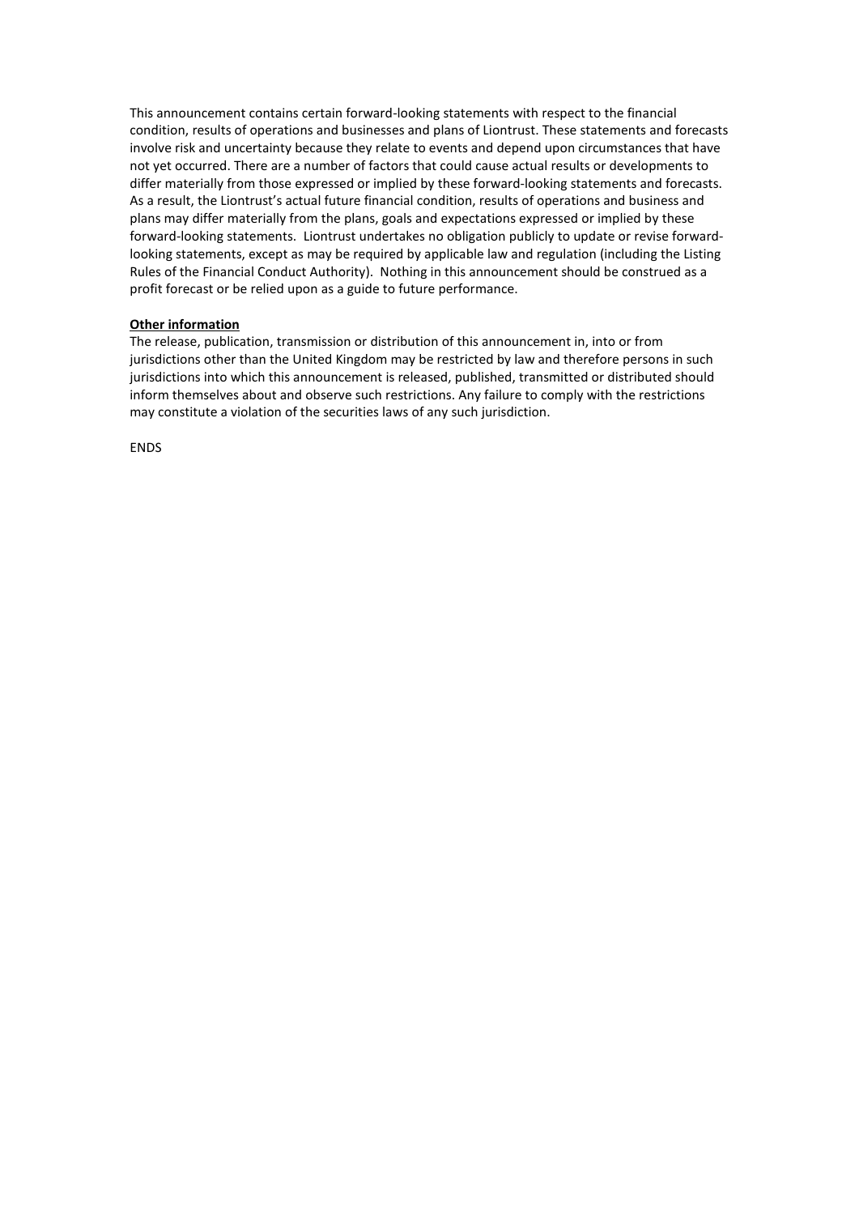This announcement contains certain forward-looking statements with respect to the financial condition, results of operations and businesses and plans of Liontrust. These statements and forecasts involve risk and uncertainty because they relate to events and depend upon circumstances that have not yet occurred. There are a number of factors that could cause actual results or developments to differ materially from those expressed or implied by these forward-looking statements and forecasts. As a result, the Liontrust's actual future financial condition, results of operations and business and plans may differ materially from the plans, goals and expectations expressed or implied by these forward-looking statements. Liontrust undertakes no obligation publicly to update or revise forward-looking statements, except as may be required by applicable law and regulation (including the Listing Rules of the Financial Conduct Authority). Nothing in this announcement should be construed as a profit forecast or be relied upon as a guide to future performance.

**Other information**

The release, publication, transmission or distribution of this announcement in, into or from jurisdictions other than the United Kingdom may be restricted by law and therefore persons in such jurisdictions into which this announcement is released, published, transmitted or distributed should inform themselves about and observe such restrictions. Any failure to comply with the restrictions may constitute a violation of the securities laws of any such jurisdiction.

ENDS